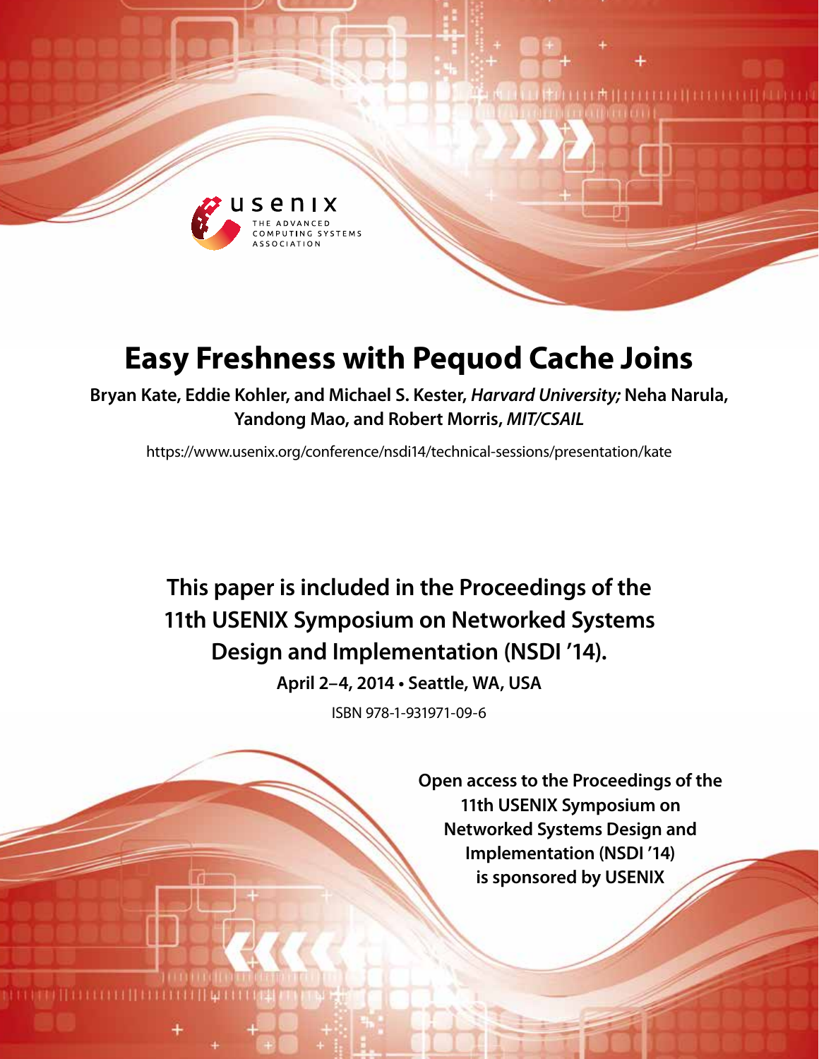# Easy Freshness with Pequod Cache Joins

**Bryan Kate, Eddie Kohler, and Michael S. Kester,** ***Harvard University;*** **Neha Narula, Yandong Mao, and Robert Morris,** ***MIT/CSAIL***

https://www.usenix.org/conference/nsdi14/technical-sessions/presentation/kate

**This paper is included in the Proceedings of the 11th USENIX Symposium on Networked Systems Design and Implementation (NSDI '14).**

**April 2–4, 2014 • Seattle, WA, USA**

ISBN 978-1-931971-09-6

**Open access to the Proceedings of the 11th USENIX Symposium on Networked Systems Design and Implementation (NSDI '14) is sponsored by USENIX**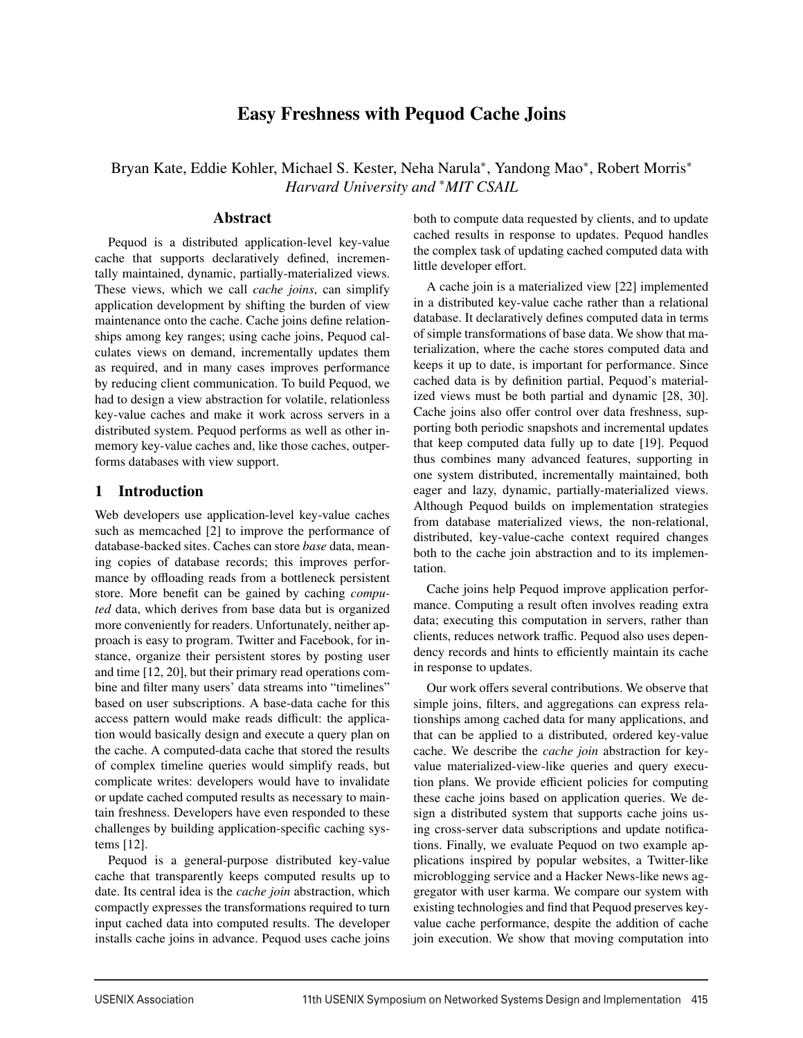# Easy Freshness with Pequod Cache Joins

Bryan Kate, Eddie Kohler, Michael S. Kester, Neha Narula*, Yandong Mao*, Robert Morris*

*Harvard University and *MIT CSAIL*

## Abstract

Pequod is a distributed application-level key-value cache that supports declaratively defined, incrementally maintained, dynamic, partially-materialized views. These views, which we call *cache joins*, can simplify application development by shifting the burden of view maintenance onto the cache. Cache joins define relationships among key ranges; using cache joins, Pequod calculates views on demand, incrementally updates them as required, and in many cases improves performance by reducing client communication. To build Pequod, we had to design a view abstraction for volatile, relationless key-value caches and make it work across servers in a distributed system. Pequod performs as well as other in-memory key-value caches and, like those caches, outperforms databases with view support.

## 1 Introduction

Web developers use application-level key-value caches such as memcached [2] to improve the performance of database-backed sites. Caches can store *base* data, meaning copies of database records; this improves performance by offloading reads from a bottleneck persistent store. More benefit can be gained by caching *computed* data, which derives from base data but is organized more conveniently for readers. Unfortunately, neither approach is easy to program. Twitter and Facebook, for instance, organize their persistent stores by posting user and time [12, 20], but their primary read operations combine and filter many users' data streams into "timelines" based on user subscriptions. A base-data cache for this access pattern would make reads difficult: the application would basically design and execute a query plan on the cache. A computed-data cache that stored the results of complex timeline queries would simplify reads, but complicate writes: developers would have to invalidate or update cached computed results as necessary to maintain freshness. Developers have even responded to these challenges by building application-specific caching systems [12].

Pequod is a general-purpose distributed key-value cache that transparently keeps computed results up to date. Its central idea is the *cache join* abstraction, which compactly expresses the transformations required to turn input cached data into computed results. The developer installs cache joins in advance. Pequod uses cache joins both to compute data requested by clients, and to update cached results in response to updates. Pequod handles the complex task of updating cached computed data with little developer effort.

A cache join is a materialized view [22] implemented in a distributed key-value cache rather than a relational database. It declaratively defines computed data in terms of simple transformations of base data. We show that materialization, where the cache stores computed data and keeps it up to date, is important for performance. Since cached data is by definition partial, Pequod's materialized views must be both partial and dynamic [28, 30]. Cache joins also offer control over data freshness, supporting both periodic snapshots and incremental updates that keep computed data fully up to date [19]. Pequod thus combines many advanced features, supporting in one system distributed, incrementally maintained, both eager and lazy, dynamic, partially-materialized views. Although Pequod builds on implementation strategies from database materialized views, the non-relational, distributed, key-value-cache context required changes both to the cache join abstraction and to its implementation.

Cache joins help Pequod improve application performance. Computing a result often involves reading extra data; executing this computation in servers, rather than clients, reduces network traffic. Pequod also uses dependency records and hints to efficiently maintain its cache in response to updates.

Our work offers several contributions. We observe that simple joins, filters, and aggregations can express relationships among cached data for many applications, and that can be applied to a distributed, ordered key-value cache. We describe the *cache join* abstraction for key-value materialized-view-like queries and query execution plans. We provide efficient policies for computing these cache joins based on application queries. We design a distributed system that supports cache joins using cross-server data subscriptions and update notifications. Finally, we evaluate Pequod on two example applications inspired by popular websites, a Twitter-like microblogging service and a Hacker News-like news aggregator with user karma. We compare our system with existing technologies and find that Pequod preserves key-value cache performance, despite the addition of cache join execution. We show that moving computation into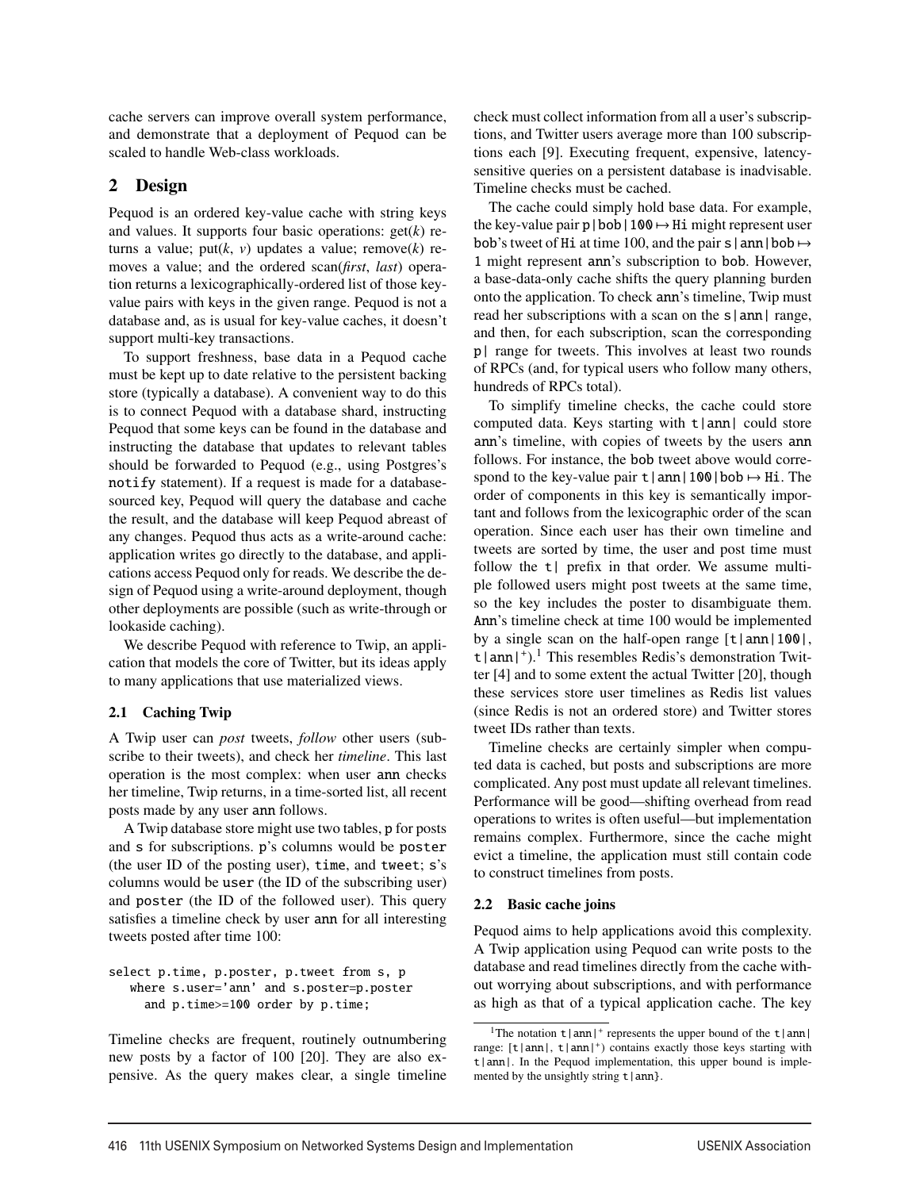cache servers can improve overall system performance, and demonstrate that a deployment of Pequod can be scaled to handle Web-class workloads.

## 2 Design

Pequod is an ordered key-value cache with string keys and values. It supports four basic operations: get($k$) returns a value; put($k$, $v$) updates a value; remove($k$) removes a value; and the ordered scan(*first*, *last*) operation returns a lexicographically-ordered list of those key-value pairs with keys in the given range. Pequod is not a database and, as is usual for key-value caches, it doesn't support multi-key transactions.

To support freshness, base data in a Pequod cache must be kept up to date relative to the persistent backing store (typically a database). A convenient way to do this is to connect Pequod with a database shard, instructing Pequod that some keys can be found in the database and instructing the database that updates to relevant tables should be forwarded to Pequod (e.g., using Postgres's `notify` statement). If a request is made for a database-sourced key, Pequod will query the database and cache the result, and the database will keep Pequod abreast of any changes. Pequod thus acts as a write-around cache: application writes go directly to the database, and applications access Pequod only for reads. We describe the design of Pequod using a write-around deployment, though other deployments are possible (such as write-through or lookaside caching).

We describe Pequod with reference to Twip, an application that models the core of Twitter, but its ideas apply to many applications that use materialized views.

### 2.1 Caching Twip

A Twip user can *post* tweets, *follow* other users (subscribe to their tweets), and check her *timeline*. This last operation is the most complex: when user ann checks her timeline, Twip returns, in a time-sorted list, all recent posts made by any user ann follows.

A Twip database store might use two tables, p for posts and s for subscriptions. p's columns would be `poster` (the user ID of the posting user), `time`, and `tweet`; s's columns would be `user` (the ID of the subscribing user) and `poster` (the ID of the followed user). This query satisfies a timeline check by user ann for all interesting tweets posted after time 100:

```
select p.time, p.poster, p.tweet from s, p
   where s.user='ann' and s.poster=p.poster
     and p.time>=100 order by p.time;
```

Timeline checks are frequent, routinely outnumbering new posts by a factor of 100 [20]. They are also expensive. As the query makes clear, a single timeline check must collect information from all a user's subscriptions, and Twitter users average more than 100 subscriptions each [9]. Executing frequent, expensive, latency-sensitive queries on a persistent database is inadvisable. Timeline checks must be cached.

The cache could simply hold base data. For example, the key-value pair `p|bob|100` ↦ `Hi` might represent user bob's tweet of Hi at time 100, and the pair `s|ann|bob` ↦ `1` might represent ann's subscription to bob. However, a base-data-only cache shifts the query planning burden onto the application. To check ann's timeline, Twip must read her subscriptions with a scan on the `s|ann|` range, and then, for each subscription, scan the corresponding `p|` range for tweets. This involves at least two rounds of RPCs (and, for typical users who follow many others, hundreds of RPCs total).

To simplify timeline checks, the cache could store computed data. Keys starting with `t|ann|` could store ann's timeline, with copies of tweets by the users ann follows. For instance, the bob tweet above would correspond to the key-value pair `t|ann|100|bob` ↦ `Hi`. The order of components in this key is semantically important and follows from the lexicographic order of the scan operation. Since each user has their own timeline and tweets are sorted by time, the user and post time must follow the `t|` prefix in that order. We assume multiple followed users might post tweets at the same time, so the key includes the poster to disambiguate them. Ann's timeline check at time 100 would be implemented by a single scan on the half-open range [`t|ann|100|`, `t|ann|`$^+$).[1] This resembles Redis's demonstration Twitter [4] and to some extent the actual Twitter [20], though these services store user timelines as Redis list values (since Redis is not an ordered store) and Twitter stores tweet IDs rather than texts.

Timeline checks are certainly simpler when computed data is cached, but posts and subscriptions are more complicated. Any post must update all relevant timelines. Performance will be good—shifting overhead from read operations to writes is often useful—but implementation remains complex. Furthermore, since the cache might evict a timeline, the application must still contain code to construct timelines from posts.

### 2.2 Basic cache joins

Pequod aims to help applications avoid this complexity. A Twip application using Pequod can write posts to the database and read timelines directly from the cache without worrying about subscriptions, and with performance as high as that of a typical application cache. The key

[1] The notation `t|ann|`$^+$ represents the upper bound of the `t|ann|` range: [`t|ann|`, `t|ann|`$^+$) contains exactly those keys starting with `t|ann|`. In the Pequod implementation, this upper bound is implemented by the unsightly string `t|ann}`.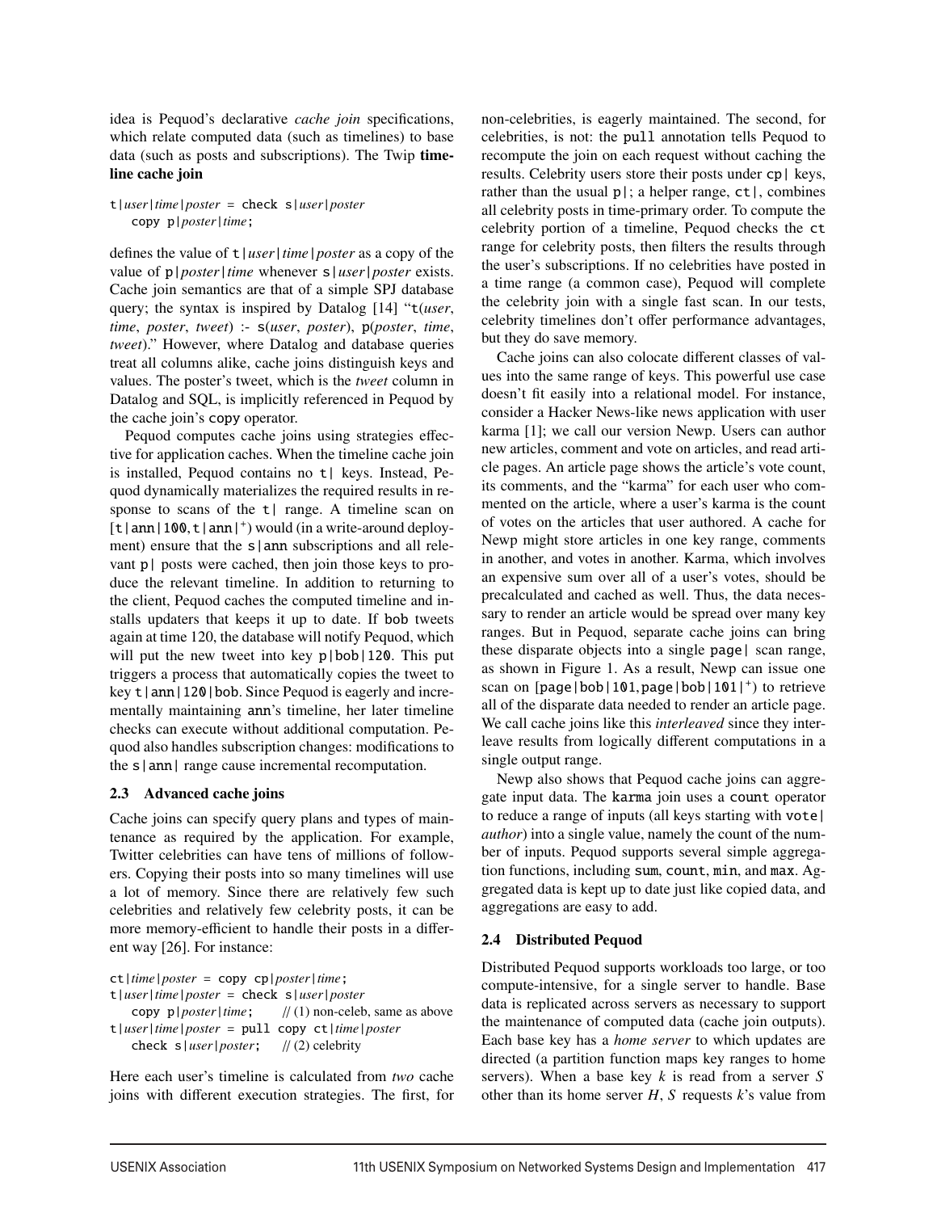idea is Pequod's declarative *cache join* specifications, which relate computed data (such as timelines) to base data (such as posts and subscriptions). The Twip **timeline cache join**

```
t|user|time|poster = check s|user|poster
    copy p|poster|time;
```

defines the value of t|*user*|*time*|*poster* as a copy of the value of p|*poster*|*time* whenever s|*user*|*poster* exists. Cache join semantics are that of a simple SPJ database query; the syntax is inspired by Datalog [14] "t(*user*, *time*, *poster*, *tweet*) :- s(*user*, *poster*), p(*poster*, *time*, *tweet*)." However, where Datalog and database queries treat all columns alike, cache joins distinguish keys and values. The poster's tweet, which is the *tweet* column in Datalog and SQL, is implicitly referenced in Pequod by the cache join's copy operator.

Pequod computes cache joins using strategies effective for application caches. When the timeline cache join is installed, Pequod contains no t| keys. Instead, Pequod dynamically materializes the required results in response to scans of the t| range. A timeline scan on [t|ann|100, t|ann|$^+$) would (in a write-around deployment) ensure that the s|ann subscriptions and all relevant p| posts were cached, then join those keys to produce the relevant timeline. In addition to returning to the client, Pequod caches the computed timeline and installs updaters that keeps it up to date. If bob tweets again at time 120, the database will notify Pequod, which will put the new tweet into key p|bob|120. This put triggers a process that automatically copies the tweet to key t|ann|120|bob. Since Pequod is eagerly and incrementally maintaining ann's timeline, her later timeline checks can execute without additional computation. Pequod also handles subscription changes: modifications to the s|ann| range cause incremental recomputation.

### 2.3 Advanced cache joins

Cache joins can specify query plans and types of maintenance as required by the application. For example, Twitter celebrities can have tens of millions of followers. Copying their posts into so many timelines will use a lot of memory. Since there are relatively few such celebrities and relatively few celebrity posts, it can be more memory-efficient to handle their posts in a different way [26]. For instance:

```
ct|time|poster = copy cp|poster|time;
t|user|time|poster = check s|user|poster
    copy p|poster|time;      // (1) non-celeb, same as above
t|user|time|poster = pull copy ct|time|poster
    check s|user|poster;     // (2) celebrity
```

Here each user's timeline is calculated from *two* cache joins with different execution strategies. The first, for non-celebrities, is eagerly maintained. The second, for celebrities, is not: the pull annotation tells Pequod to recompute the join on each request without caching the results. Celebrity users store their posts under cp| keys, rather than the usual p|; a helper range, ct|, combines all celebrity posts in time-primary order. To compute the celebrity portion of a timeline, Pequod checks the ct range for celebrity posts, then filters the results through the user's subscriptions. If no celebrities have posted in a time range (a common case), Pequod will complete the celebrity join with a single fast scan. In our tests, celebrity timelines don't offer performance advantages, but they do save memory.

Cache joins can also colocate different classes of values into the same range of keys. This powerful use case doesn't fit easily into a relational model. For instance, consider a Hacker News-like news application with user karma [1]; we call our version Newp. Users can author new articles, comment and vote on articles, and read article pages. An article page shows the article's vote count, its comments, and the "karma" for each user who commented on the article, where a user's karma is the count of votes on the articles that user authored. A cache for Newp might store articles in one key range, comments in another, and votes in another. Karma, which involves an expensive sum over all of a user's votes, should be precalculated and cached as well. Thus, the data necessary to render an article would be spread over many key ranges. But in Pequod, separate cache joins can bring these disparate objects into a single page| scan range, as shown in Figure 1. As a result, Newp can issue one scan on [page|bob|101, page|bob|101|$^+$) to retrieve all of the disparate data needed to render an article page. We call cache joins like this *interleaved* since they interleave results from logically different computations in a single output range.

Newp also shows that Pequod cache joins can aggregate input data. The karma join uses a count operator to reduce a range of inputs (all keys starting with vote|*author*) into a single value, namely the count of the number of inputs. Pequod supports several simple aggregation functions, including sum, count, min, and max. Aggregated data is kept up to date just like copied data, and aggregations are easy to add.

### 2.4 Distributed Pequod

Distributed Pequod supports workloads too large, or too compute-intensive, for a single server to handle. Base data is replicated across servers as necessary to support the maintenance of computed data (cache join outputs). Each base key has a *home server* to which updates are directed (a partition function maps key ranges to home servers). When a base key $k$ is read from a server $S$ other than its home server $H$, $S$ requests $k$'s value from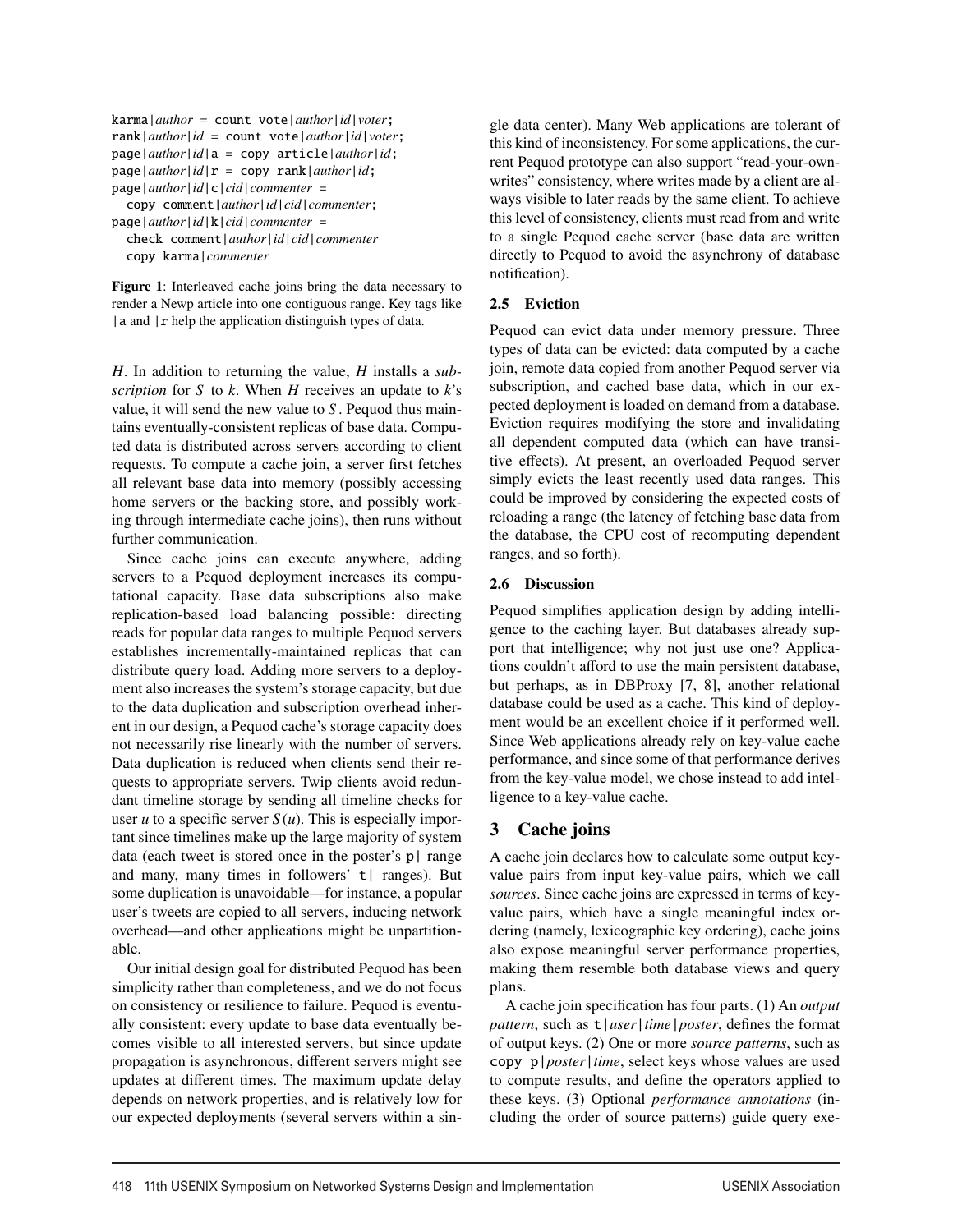```
karma|author = count vote|author|id|voter;
rank|author|id = count vote|author|id|voter;
page|author|id|a = copy article|author|id;
page|author|id|r = copy rank|author|id;
page|author|id|c|cid|commenter =
  copy comment|author|id|cid|commenter;
page|author|id|k|cid|commenter =
  check comment|author|id|cid|commenter
  copy karma|commenter
```

**Figure 1**: Interleaved cache joins bring the data necessary to render a Newp article into one contiguous range. Key tags like |a and |r help the application distinguish types of data.

$H$. In addition to returning the value, $H$ installs a *subscription* for $S$ to $k$. When $H$ receives an update to $k$'s value, it will send the new value to $S$. Pequod thus maintains eventually-consistent replicas of base data. Computed data is distributed across servers according to client requests. To compute a cache join, a server first fetches all relevant base data into memory (possibly accessing home servers or the backing store, and possibly working through intermediate cache joins), then runs without further communication.

Since cache joins can execute anywhere, adding servers to a Pequod deployment increases its computational capacity. Base data subscriptions also make replication-based load balancing possible: directing reads for popular data ranges to multiple Pequod servers establishes incrementally-maintained replicas that can distribute query load. Adding more servers to a deployment also increases the system's storage capacity, but due to the data duplication and subscription overhead inherent in our design, a Pequod cache's storage capacity does not necessarily rise linearly with the number of servers. Data duplication is reduced when clients send their requests to appropriate servers. Twip clients avoid redundant timeline storage by sending all timeline checks for user $u$ to a specific server $S(u)$. This is especially important since timelines make up the large majority of system data (each tweet is stored once in the poster's `p|` range and many, many times in followers' `t|` ranges). But some duplication is unavoidable—for instance, a popular user's tweets are copied to all servers, inducing network overhead—and other applications might be unpartitionable.

Our initial design goal for distributed Pequod has been simplicity rather than completeness, and we do not focus on consistency or resilience to failure. Pequod is eventually consistent: every update to base data eventually becomes visible to all interested servers, but since update propagation is asynchronous, different servers might see updates at different times. The maximum update delay depends on network properties, and is relatively low for our expected deployments (several servers within a single data center). Many Web applications are tolerant of this kind of inconsistency. For some applications, the current Pequod prototype can also support "read-your-own-writes" consistency, where writes made by a client are always visible to later reads by the same client. To achieve this level of consistency, clients must read from and write to a single Pequod cache server (base data are written directly to Pequod to avoid the asynchrony of database notification).

### 2.5 Eviction

Pequod can evict data under memory pressure. Three types of data can be evicted: data computed by a cache join, remote data copied from another Pequod server via subscription, and cached base data, which in our expected deployment is loaded on demand from a database. Eviction requires modifying the store and invalidating all dependent computed data (which can have transitive effects). At present, an overloaded Pequod server simply evicts the least recently used data ranges. This could be improved by considering the expected costs of reloading a range (the latency of fetching base data from the database, the CPU cost of recomputing dependent ranges, and so forth).

### 2.6 Discussion

Pequod simplifies application design by adding intelligence to the caching layer. But databases already support that intelligence; why not just use one? Applications couldn't afford to use the main persistent database, but perhaps, as in DBProxy [7, 8], another relational database could be used as a cache. This kind of deployment would be an excellent choice if it performed well. Since Web applications already rely on key-value cache performance, and since some of that performance derives from the key-value model, we chose instead to add intelligence to a key-value cache.

## 3 Cache joins

A cache join declares how to calculate some output key-value pairs from input key-value pairs, which we call *sources*. Since cache joins are expressed in terms of key-value pairs, which have a single meaningful index ordering (namely, lexicographic key ordering), cache joins also expose meaningful server performance properties, making them resemble both database views and query plans.

A cache join specification has four parts. (1) An *output pattern*, such as `t|`*user*`|`*time*`|`*poster*, defines the format of output keys. (2) One or more *source patterns*, such as `copy p|`*poster*`|`*time*, select keys whose values are used to compute results, and define the operators applied to these keys. (3) Optional *performance annotations* (including the order of source patterns) guide query exe-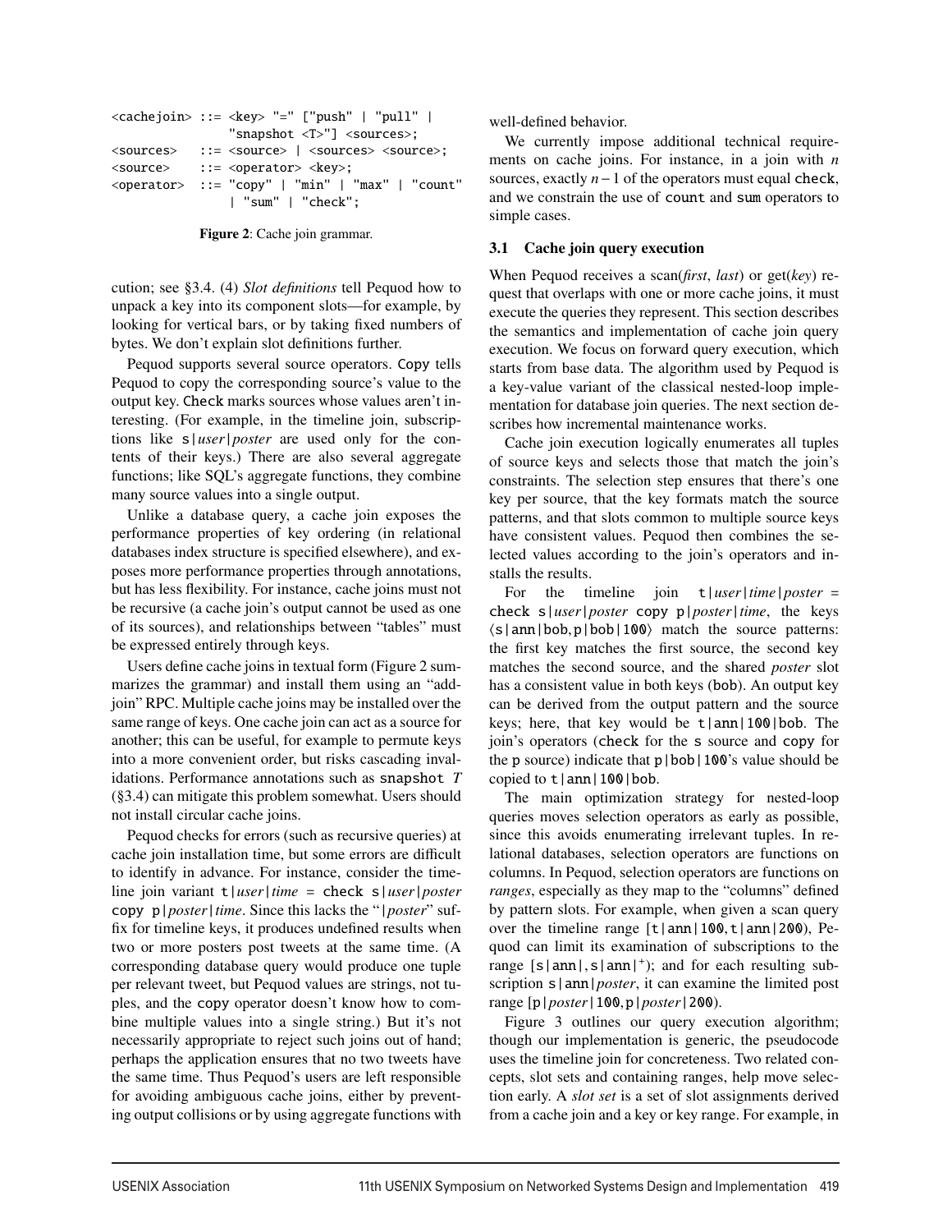```
<cachejoin> ::= <key> "=" ["push" | "pull" |
                "snapshot <T>"] <sources>;
<sources>   ::= <source> | <sources> <source>;
<source>    ::= <operator> <key>;
<operator>  ::= "copy" | "min" | "max" | "count"
                | "sum" | "check";
```

**Figure 2**: Cache join grammar.

cution; see §3.4. (4) *Slot definitions* tell Pequod how to unpack a key into its component slots—for example, by looking for vertical bars, or by taking fixed numbers of bytes. We don't explain slot definitions further.

Pequod supports several source operators. Copy tells Pequod to copy the corresponding source's value to the output key. Check marks sources whose values aren't interesting. (For example, in the timeline join, subscriptions like s|*user*|*poster* are used only for the contents of their keys.) There are also several aggregate functions; like SQL's aggregate functions, they combine many source values into a single output.

Unlike a database query, a cache join exposes the performance properties of key ordering (in relational databases index structure is specified elsewhere), and exposes more performance properties through annotations, but has less flexibility. For instance, cache joins must not be recursive (a cache join's output cannot be used as one of its sources), and relationships between "tables" must be expressed entirely through keys.

Users define cache joins in textual form (Figure 2 summarizes the grammar) and install them using an "add-join" RPC. Multiple cache joins may be installed over the same range of keys. One cache join can act as a source for another; this can be useful, for example to permute keys into a more convenient order, but risks cascading invalidations. Performance annotations such as snapshot *T* (§3.4) can mitigate this problem somewhat. Users should not install circular cache joins.

Pequod checks for errors (such as recursive queries) at cache join installation time, but some errors are difficult to identify in advance. For instance, consider the timeline join variant t|*user*|*time* = check s|*user*|*poster* copy p|*poster*|*time*. Since this lacks the "|*poster*" suffix for timeline keys, it produces undefined results when two or more posters post tweets at the same time. (A corresponding database query would produce one tuple per relevant tweet, but Pequod values are strings, not tuples, and the copy operator doesn't know how to combine multiple values into a single string.) But it's not necessarily appropriate to reject such joins out of hand; perhaps the application ensures that no two tweets have the same time. Thus Pequod's users are left responsible for avoiding ambiguous cache joins, either by preventing output collisions or by using aggregate functions with well-defined behavior.

We currently impose additional technical requirements on cache joins. For instance, in a join with $n$ sources, exactly $n-1$ of the operators must equal check, and we constrain the use of count and sum operators to simple cases.

### 3.1 Cache join query execution

When Pequod receives a scan(*first*, *last*) or get(*key*) request that overlaps with one or more cache joins, it must execute the queries they represent. This section describes the semantics and implementation of cache join query execution. We focus on forward query execution, which starts from base data. The algorithm used by Pequod is a key-value variant of the classical nested-loop implementation for database join queries. The next section describes how incremental maintenance works.

Cache join execution logically enumerates all tuples of source keys and selects those that match the join's constraints. The selection step ensures that there's one key per source, that the key formats match the source patterns, and that slots common to multiple source keys have consistent values. Pequod then combines the selected values according to the join's operators and installs the results.

For the timeline join t|*user*|*time*|*poster* = check s|*user*|*poster* copy p|*poster*|*time*, the keys ⟨s|ann|bob, p|bob|100⟩ match the source patterns: the first key matches the first source, the second key matches the second source, and the shared *poster* slot has a consistent value in both keys (bob). An output key can be derived from the output pattern and the source keys; here, that key would be t|ann|100|bob. The join's operators (check for the s source and copy for the p source) indicate that p|bob|100's value should be copied to t|ann|100|bob.

The main optimization strategy for nested-loop queries moves selection operators as early as possible, since this avoids enumerating irrelevant tuples. In relational databases, selection operators are functions on columns. In Pequod, selection operators are functions on *ranges*, especially as they map to the "columns" defined by pattern slots. For example, when given a scan query over the timeline range [t|ann|100, t|ann|200), Pequod can limit its examination of subscriptions to the range [s|ann|, s|ann|$^+$); and for each resulting subscription s|ann|*poster*, it can examine the limited post range [p|*poster*|100, p|*poster*|200).

Figure 3 outlines our query execution algorithm; though our implementation is generic, the pseudocode uses the timeline join for concreteness. Two related concepts, slot sets and containing ranges, help move selection early. A *slot set* is a set of slot assignments derived from a cache join and a key or key range. For example, in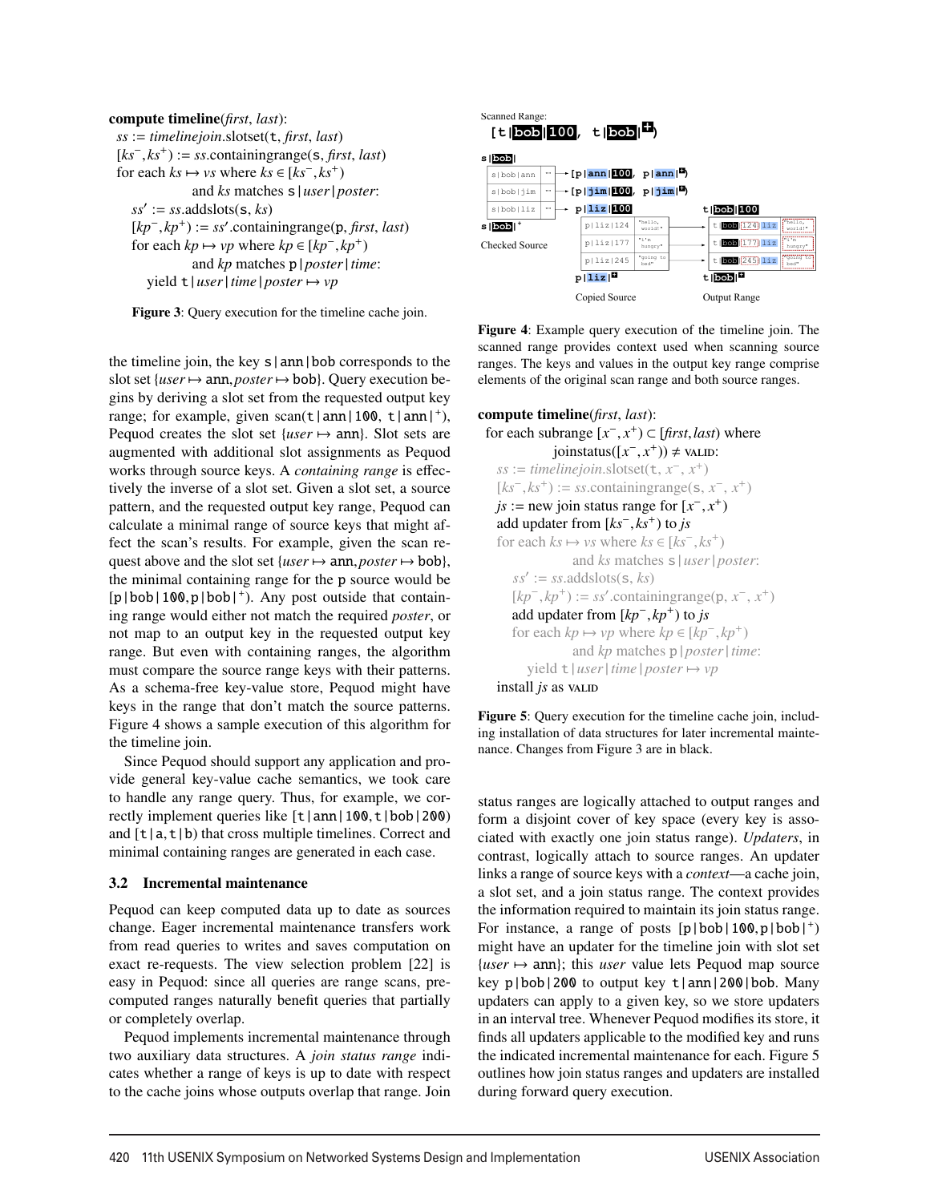**compute timeline**(*first*, *last*):
 *ss* := *timelinejoin*.slotset(t, *first*, *last*)
 $[ks^-, ks^+)$ := *ss*.containingrange(s, *first*, *last*)
 for each $ks \mapsto vs$ where $ks \in [ks^-, ks^+)$
   and *ks* matches s|*user*|*poster*:
  *ss*′ := *ss*.addslots(s, *ks*)
  $[kp^-, kp^+)$ := *ss*′.containingrange(p, *first*, *last*)
  for each $kp \mapsto vp$ where $kp \in [kp^-, kp^+)$
    and *kp* matches p|*poster*|*time*:
   yield t|*user*|*time*|*poster* ↦ *vp*

**Figure 3**: Query execution for the timeline cache join.

the timeline join, the key s|ann|bob corresponds to the slot set {*user* ↦ ann, *poster* ↦ bob}. Query execution begins by deriving a slot set from the requested output key range; for example, given scan(t|ann|100, t|ann|+), Pequod creates the slot set {*user* ↦ ann}. Slot sets are augmented with additional slot assignments as Pequod works through source keys. A *containing range* is effectively the inverse of a slot set. Given a slot set, a source pattern, and the requested output key range, Pequod can calculate a minimal range of source keys that might affect the scan's results. For example, given the scan request above and the slot set {*user* ↦ ann, *poster* ↦ bob}, the minimal containing range for the p source would be [p|bob|100, p|bob|+). Any post outside that containing range would either not match the required *poster*, or not map to an output key in the requested output key range. But even with containing ranges, the algorithm must compare the source range keys with their patterns. As a schema-free key-value store, Pequod might have keys in the range that don't match the source patterns. Figure 4 shows a sample execution of this algorithm for the timeline join.

Since Pequod should support any application and provide general key-value cache semantics, we took care to handle any range query. Thus, for example, we correctly implement queries like [t|ann|100, t|bob|200) and [t|a, t|b) that cross multiple timelines. Correct and minimal containing ranges are generated in each case.

### 3.2 Incremental maintenance

Pequod can keep computed data up to date as sources change. Eager incremental maintenance transfers work from read queries to writes and saves computation on exact re-requests. The view selection problem [22] is easy in Pequod: since all queries are range scans, precomputed ranges naturally benefit queries that partially or completely overlap.

Pequod implements incremental maintenance through two auxiliary data structures. A *join status range* indicates whether a range of keys is up to date with respect to the cache joins whose outputs overlap that range. Join status ranges are logically attached to output ranges and form a disjoint cover of key space (every key is associated with exactly one join status range). *Updaters*, in contrast, logically attach to source ranges. An updater links a range of source keys with a *context*—a cache join, a slot set, and a join status range. The context provides the information required to maintain its join status range. For instance, a range of posts [p|bob|100, p|bob|+) might have an updater for the timeline join with slot set {*user* ↦ ann}; this *user* value lets Pequod map source key p|bob|200 to output key t|ann|200|bob. Many updaters can apply to a given key, so we store updaters in an interval tree. Whenever Pequod modifies its store, it finds all updaters applicable to the modified key and runs the indicated incremental maintenance for each. Figure 5 outlines how join status ranges and updaters are installed during forward query execution.

Scanned Range:
[t|bob|100, t|bob|+)

| s\|bob\| | | |
|---|---|---|
| s\|bob\|ann | .. | → [p\|ann\|100, p\|ann\|+) |
| s\|bob\|jim | .. | → [p\|jim\|100, p\|jim\|+) |
| s\|bob\|liz | .. | → p\|liz\|100 |
| s\|bob\|+ | | |

Checked Source

| p\|liz\|100 | | t\|bob\|100 | |
|---|---|---|---|
| p\|liz\|124 | "hello, world!" | t\|bob\|124\|liz | "hello, world!" |
| p\|liz\|177 | "i'm hungry" | t\|bob\|177\|liz | "i'm hungry" |
| p\|liz\|245 | "going to bed" | t\|bob\|245\|liz | "going to bed" |
| p\|liz\|+ | | t\|bob\|+ | |

Copied Source / Output Range

**Figure 4**: Example query execution of the timeline join. The scanned range provides context used when scanning source ranges. The keys and values in the output key range comprise elements of the original scan range and both source ranges.

**compute timeline**(*first*, *last*):
 for each subrange $[x^-, x^+) \subset [first, last)$ where
   joinstatus($[x^-, x^+)$) ≠ VALID:
  *ss* := *timelinejoin*.slotset(t, $x^-$, $x^+$)
  $[ks^-, ks^+)$ := *ss*.containingrange(s, $x^-$, $x^+$)
  *js* := new join status range for $[x^-, x^+)$
  add updater from $[ks^-, ks^+)$ to *js*
  for each $ks \mapsto vs$ where $ks \in [ks^-, ks^+)$
    and *ks* matches s|*user*|*poster*:
   *ss*′ := *ss*.addslots(s, *ks*)
   $[kp^-, kp^+)$ := *ss*′.containingrange(p, $x^-$, $x^+$)
   add updater from $[kp^-, kp^+)$ to *js*
   for each $kp \mapsto vp$ where $kp \in [kp^-, kp^+)$
     and *kp* matches p|*poster*|*time*:
    yield t|*user*|*time*|*poster* ↦ *vp*
  install *js* as VALID

**Figure 5**: Query execution for the timeline cache join, including installation of data structures for later incremental maintenance. Changes from Figure 3 are in black.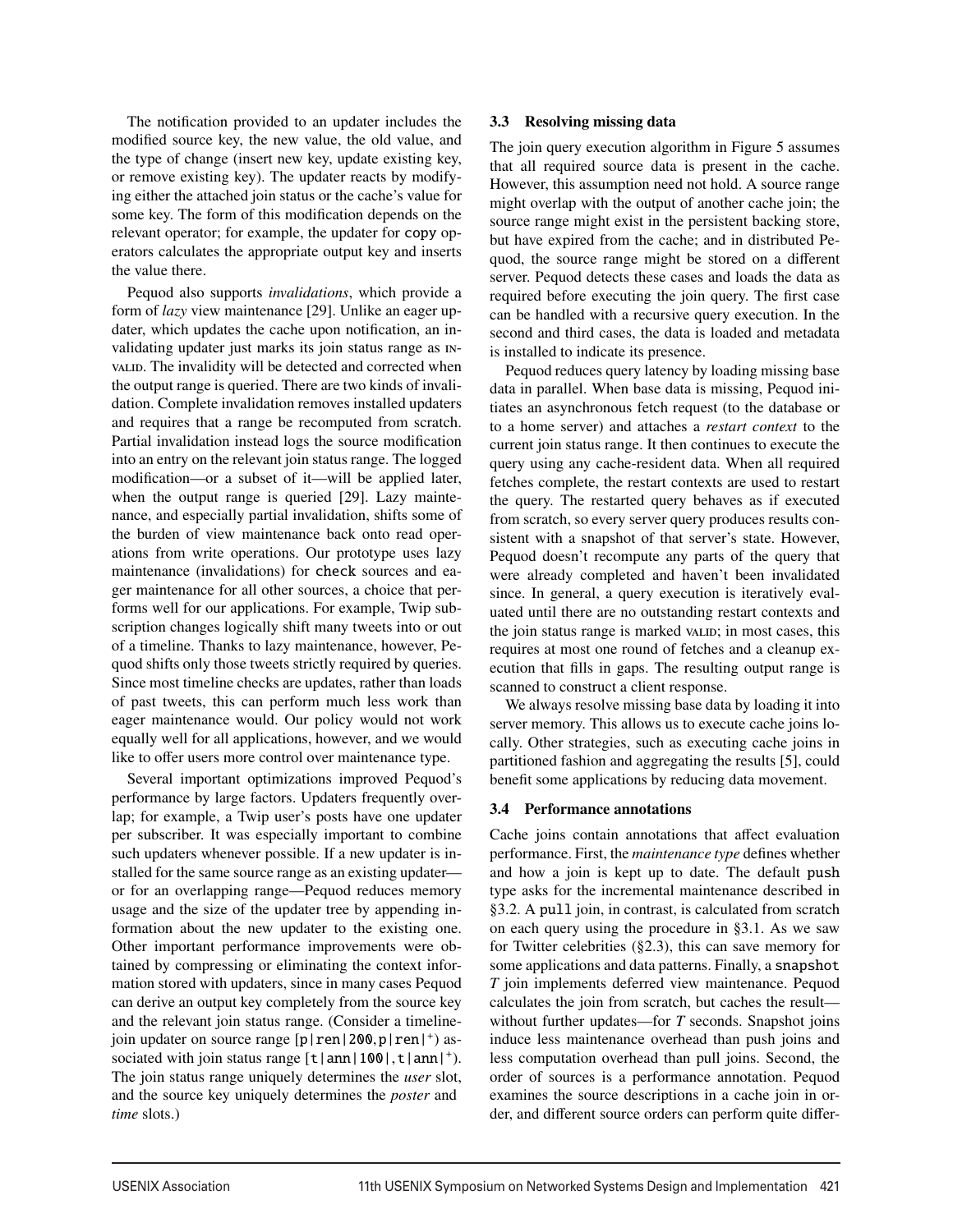The notification provided to an updater includes the modified source key, the new value, the old value, and the type of change (insert new key, update existing key, or remove existing key). The updater reacts by modifying either the attached join status or the cache's value for some key. The form of this modification depends on the relevant operator; for example, the updater for `copy` operators calculates the appropriate output key and inserts the value there.

Pequod also supports *invalidations*, which provide a form of *lazy* view maintenance [29]. Unlike an eager updater, which updates the cache upon notification, an invalidating updater just marks its join status range as INVALID. The invalidity will be detected and corrected when the output range is queried. There are two kinds of invalidation. Complete invalidation removes installed updaters and requires that a range be recomputed from scratch. Partial invalidation instead logs the source modification into an entry on the relevant join status range. The logged modification—or a subset of it—will be applied later, when the output range is queried [29]. Lazy maintenance, and especially partial invalidation, shifts some of the burden of view maintenance back onto read operations from write operations. Our prototype uses lazy maintenance (invalidations) for `check` sources and eager maintenance for all other sources, a choice that performs well for our applications. For example, Twip subscription changes logically shift many tweets into or out of a timeline. Thanks to lazy maintenance, however, Pequod shifts only those tweets strictly required by queries. Since most timeline checks are updates, rather than loads of past tweets, this can perform much less work than eager maintenance would. Our policy would not work equally well for all applications, however, and we would like to offer users more control over maintenance type.

Several important optimizations improved Pequod's performance by large factors. Updaters frequently overlap; for example, a Twip user's posts have one updater per subscriber. It was especially important to combine such updaters whenever possible. If a new updater is installed for the same source range as an existing updater—or for an overlapping range—Pequod reduces memory usage and the size of the updater tree by appending information about the new updater to the existing one. Other important performance improvements were obtained by compressing or eliminating the context information stored with updaters, since in many cases Pequod can derive an output key completely from the source key and the relevant join status range. (Consider a timeline-join updater on source range [`p|ren|200`,`p|ren|`$^+$) associated with join status range [`t|ann|100|`,`t|ann|`$^+$). The join status range uniquely determines the *user* slot, and the source key uniquely determines the *poster* and *time* slots.)

### 3.3 Resolving missing data

The join query execution algorithm in Figure 5 assumes that all required source data is present in the cache. However, this assumption need not hold. A source range might overlap with the output of another cache join; the source range might exist in the persistent backing store, but have expired from the cache; and in distributed Pequod, the source range might be stored on a different server. Pequod detects these cases and loads the data as required before executing the join query. The first case can be handled with a recursive query execution. In the second and third cases, the data is loaded and metadata is installed to indicate its presence.

Pequod reduces query latency by loading missing base data in parallel. When base data is missing, Pequod initiates an asynchronous fetch request (to the database or to a home server) and attaches a *restart context* to the current join status range. It then continues to execute the query using any cache-resident data. When all required fetches complete, the restart contexts are used to restart the query. The restarted query behaves as if executed from scratch, so every server query produces results consistent with a snapshot of that server's state. However, Pequod doesn't recompute any parts of the query that were already completed and haven't been invalidated since. In general, a query execution is iteratively evaluated until there are no outstanding restart contexts and the join status range is marked VALID; in most cases, this requires at most one round of fetches and a cleanup execution that fills in gaps. The resulting output range is scanned to construct a client response.

We always resolve missing base data by loading it into server memory. This allows us to execute cache joins locally. Other strategies, such as executing cache joins in partitioned fashion and aggregating the results [5], could benefit some applications by reducing data movement.

### 3.4 Performance annotations

Cache joins contain annotations that affect evaluation performance. First, the *maintenance type* defines whether and how a join is kept up to date. The default `push` type asks for the incremental maintenance described in §3.2. A `pull` join, in contrast, is calculated from scratch on each query using the procedure in §3.1. As we saw for Twitter celebrities (§2.3), this can save memory for some applications and data patterns. Finally, a `snapshot` *T* join implements deferred view maintenance. Pequod calculates the join from scratch, but caches the result—without further updates—for *T* seconds. Snapshot joins induce less maintenance overhead than push joins and less computation overhead than pull joins. Second, the order of sources is a performance annotation. Pequod examines the source descriptions in a cache join in order, and different source orders can perform quite differ-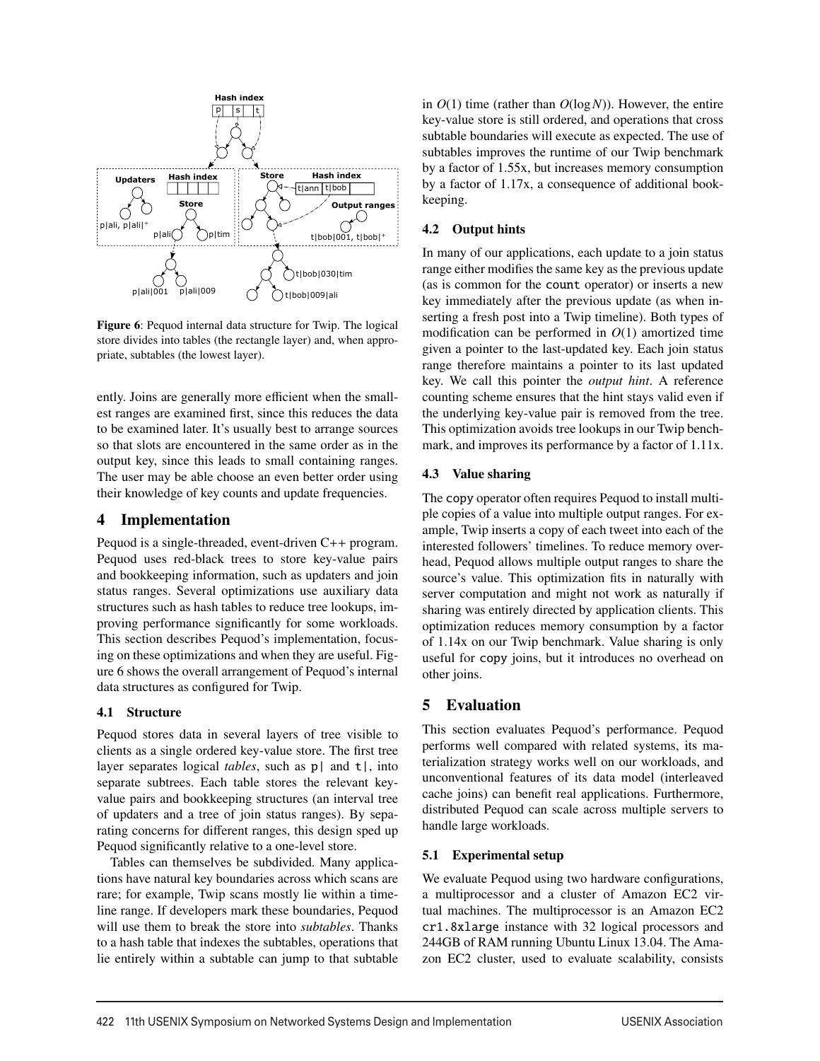Figure 6: Pequod internal data structure for Twip. The logical store divides into tables (the rectangle layer) and, when appropriate, subtables (the lowest layer).

ently. Joins are generally more efficient when the smallest ranges are examined first, since this reduces the data to be examined later. It's usually best to arrange sources so that slots are encountered in the same order as in the output key, since this leads to small containing ranges. The user may be able choose an even better order using their knowledge of key counts and update frequencies.

# 4 Implementation

Pequod is a single-threaded, event-driven C++ program. Pequod uses red-black trees to store key-value pairs and bookkeeping information, such as updaters and join status ranges. Several optimizations use auxiliary data structures such as hash tables to reduce tree lookups, improving performance significantly for some workloads. This section describes Pequod's implementation, focusing on these optimizations and when they are useful. Figure 6 shows the overall arrangement of Pequod's internal data structures as configured for Twip.

## 4.1 Structure

Pequod stores data in several layers of tree visible to clients as a single ordered key-value store. The first tree layer separates logical *tables*, such as `p|` and `t|`, into separate subtrees. Each table stores the relevant key-value pairs and bookkeeping structures (an interval tree of updaters and a tree of join status ranges). By separating concerns for different ranges, this design sped up Pequod significantly relative to a one-level store.

Tables can themselves be subdivided. Many applications have natural key boundaries across which scans are rare; for example, Twip scans mostly lie within a timeline range. If developers mark these boundaries, Pequod will use them to break the store into *subtables*. Thanks to a hash table that indexes the subtables, operations that lie entirely within a subtable can jump to that subtable in $O(1)$ time (rather than $O(\log N)$). However, the entire key-value store is still ordered, and operations that cross subtable boundaries will execute as expected. The use of subtables improves the runtime of our Twip benchmark by a factor of 1.55x, but increases memory consumption by a factor of 1.17x, a consequence of additional bookkeeping.

## 4.2 Output hints

In many of our applications, each update to a join status range either modifies the same key as the previous update (as is common for the `count` operator) or inserts a new key immediately after the previous update (as when inserting a fresh post into a Twip timeline). Both types of modification can be performed in $O(1)$ amortized time given a pointer to the last-updated key. Each join status range therefore maintains a pointer to its last updated key. We call this pointer the *output hint*. A reference counting scheme ensures that the hint stays valid even if the underlying key-value pair is removed from the tree. This optimization avoids tree lookups in our Twip benchmark, and improves its performance by a factor of 1.11x.

## 4.3 Value sharing

The `copy` operator often requires Pequod to install multiple copies of a value into multiple output ranges. For example, Twip inserts a copy of each tweet into each of the interested followers' timelines. To reduce memory overhead, Pequod allows multiple output ranges to share the source's value. This optimization fits in naturally with server computation and might not work as naturally if sharing was entirely directed by application clients. This optimization reduces memory consumption by a factor of 1.14x on our Twip benchmark. Value sharing is only useful for `copy` joins, but it introduces no overhead on other joins.

# 5 Evaluation

This section evaluates Pequod's performance. Pequod performs well compared with related systems, its materialization strategy works well on our workloads, and unconventional features of its data model (interleaved cache joins) can benefit real applications. Furthermore, distributed Pequod can scale across multiple servers to handle large workloads.

## 5.1 Experimental setup

We evaluate Pequod using two hardware configurations, a multiprocessor and a cluster of Amazon EC2 virtual machines. The multiprocessor is an Amazon EC2 `cr1.8xlarge` instance with 32 logical processors and 244GB of RAM running Ubuntu Linux 13.04. The Amazon EC2 cluster, used to evaluate scalability, consists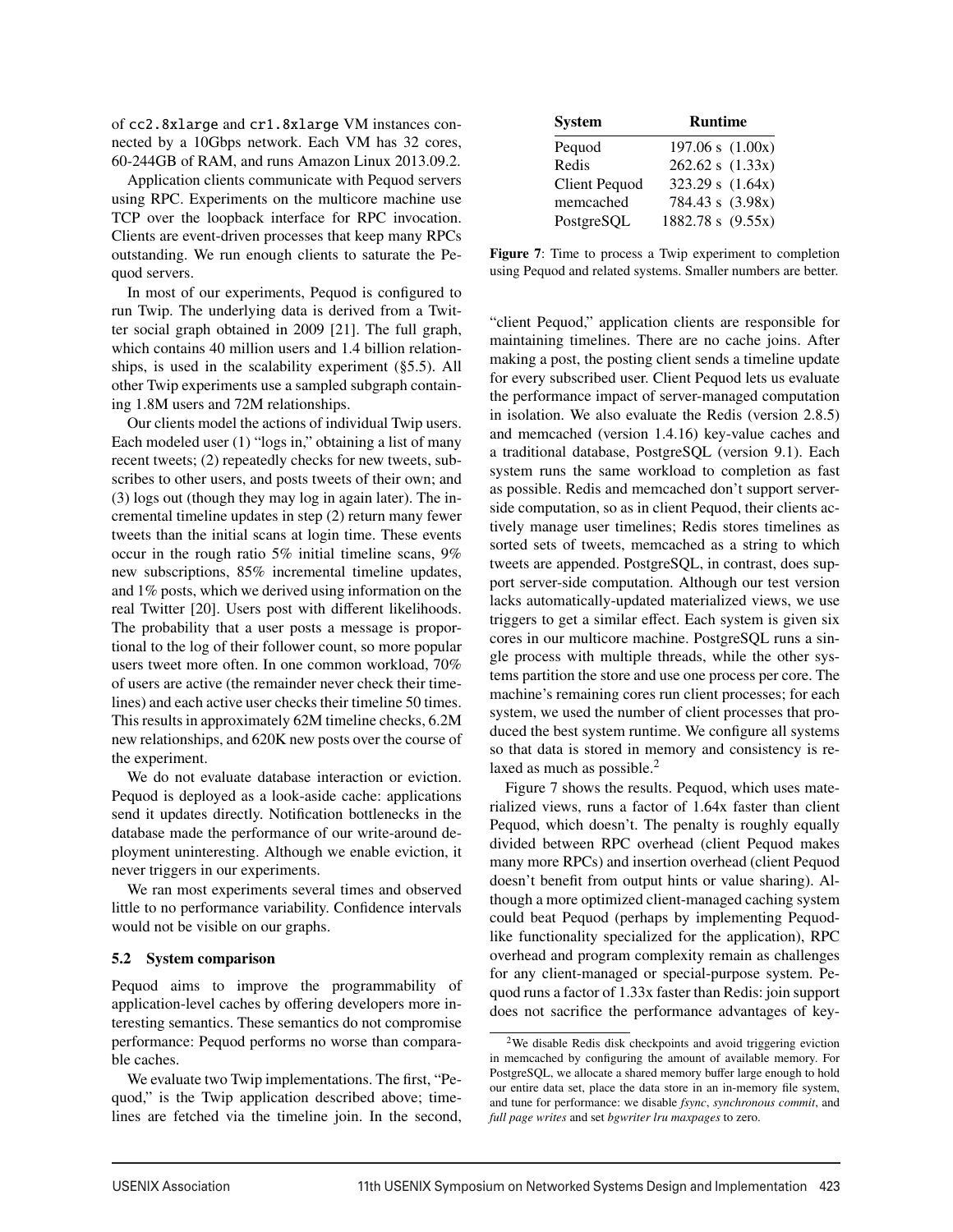of cc2.8xlarge and cr1.8xlarge VM instances connected by a 10Gbps network. Each VM has 32 cores, 60-244GB of RAM, and runs Amazon Linux 2013.09.2.

Application clients communicate with Pequod servers using RPC. Experiments on the multicore machine use TCP over the loopback interface for RPC invocation. Clients are event-driven processes that keep many RPCs outstanding. We run enough clients to saturate the Pequod servers.

In most of our experiments, Pequod is configured to run Twip. The underlying data is derived from a Twitter social graph obtained in 2009 [21]. The full graph, which contains 40 million users and 1.4 billion relationships, is used in the scalability experiment (§5.5). All other Twip experiments use a sampled subgraph containing 1.8M users and 72M relationships.

Our clients model the actions of individual Twip users. Each modeled user (1) "logs in," obtaining a list of many recent tweets; (2) repeatedly checks for new tweets, subscribes to other users, and posts tweets of their own; and (3) logs out (though they may log in again later). The incremental timeline updates in step (2) return many fewer tweets than the initial scans at login time. These events occur in the rough ratio 5% initial timeline scans, 9% new subscriptions, 85% incremental timeline updates, and 1% posts, which we derived using information on the real Twitter [20]. Users post with different likelihoods. The probability that a user posts a message is proportional to the log of their follower count, so more popular users tweet more often. In one common workload, 70% of users are active (the remainder never check their timelines) and each active user checks their timeline 50 times. This results in approximately 62M timeline checks, 6.2M new relationships, and 620K new posts over the course of the experiment.

We do not evaluate database interaction or eviction. Pequod is deployed as a look-aside cache: applications send it updates directly. Notification bottlenecks in the database made the performance of our write-around deployment uninteresting. Although we enable eviction, it never triggers in our experiments.

We ran most experiments several times and observed little to no performance variability. Confidence intervals would not be visible on our graphs.

### 5.2 System comparison

Pequod aims to improve the programmability of application-level caches by offering developers more interesting semantics. These semantics do not compromise performance: Pequod performs no worse than comparable caches.

We evaluate two Twip implementations. The first, "Pequod," is the Twip application described above; timelines are fetched via the timeline join. In the second, "client Pequod," application clients are responsible for maintaining timelines. There are no cache joins. After making a post, the posting client sends a timeline update for every subscribed user. Client Pequod lets us evaluate the performance impact of server-managed computation in isolation. We also evaluate the Redis (version 2.8.5) and memcached (version 1.4.16) key-value caches and a traditional database, PostgreSQL (version 9.1). Each system runs the same workload to completion as fast as possible. Redis and memcached don't support server-side computation, so as in client Pequod, their clients actively manage user timelines; Redis stores timelines as sorted sets of tweets, memcached as a string to which tweets are appended. PostgreSQL, in contrast, does support server-side computation. Although our test version lacks automatically-updated materialized views, we use triggers to get a similar effect. Each system is given six cores in our multicore machine. PostgreSQL runs a single process with multiple threads, while the other systems partition the store and use one process per core. The machine's remaining cores run client processes; for each system, we used the number of client processes that produced the best system runtime. We configure all systems so that data is stored in memory and consistency is relaxed as much as possible.[2]

| System | Runtime |
|---|---|
| Pequod | 197.06 s (1.00x) |
| Redis | 262.62 s (1.33x) |
| Client Pequod | 323.29 s (1.64x) |
| memcached | 784.43 s (3.98x) |
| PostgreSQL | 1882.78 s (9.55x) |

**Figure 7**: Time to process a Twip experiment to completion using Pequod and related systems. Smaller numbers are better.

Figure 7 shows the results. Pequod, which uses materialized views, runs a factor of 1.64x faster than client Pequod, which doesn't. The penalty is roughly equally divided between RPC overhead (client Pequod makes many more RPCs) and insertion overhead (client Pequod doesn't benefit from output hints or value sharing). Although a more optimized client-managed caching system could beat Pequod (perhaps by implementing Pequod-like functionality specialized for the application), RPC overhead and program complexity remain as challenges for any client-managed or special-purpose system. Pequod runs a factor of 1.33x faster than Redis: join support does not sacrifice the performance advantages of key-

[2]We disable Redis disk checkpoints and avoid triggering eviction in memcached by configuring the amount of available memory. For PostgreSQL, we allocate a shared memory buffer large enough to hold our entire data set, place the data store in an in-memory file system, and tune for performance: we disable *fsync*, *synchronous commit*, and *full page writes* and set *bgwriter lru maxpages* to zero.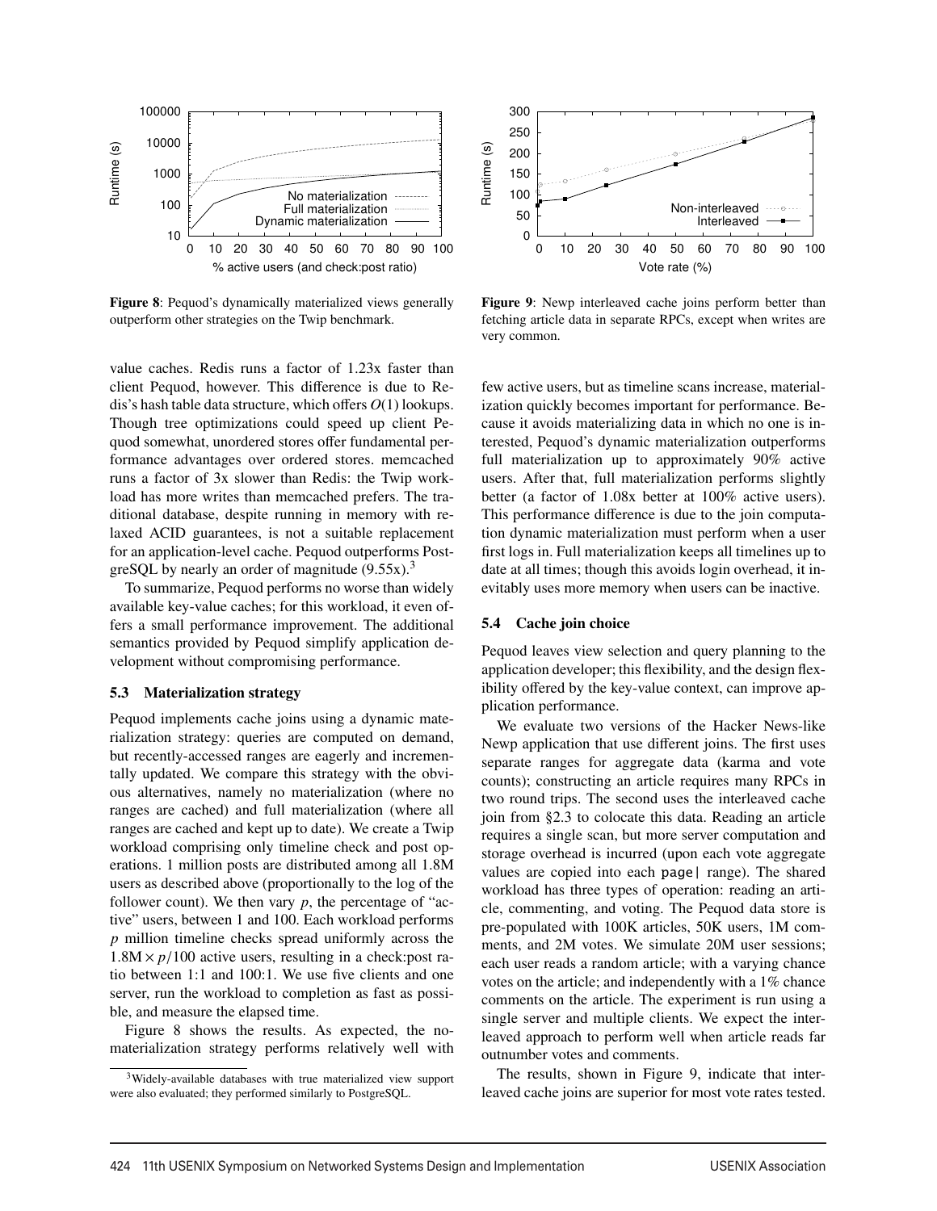Figure 8: Pequod's dynamically materialized views generally outperform other strategies on the Twip benchmark.

Figure 9: Newp interleaved cache joins perform better than fetching article data in separate RPCs, except when writes are very common.

value caches. Redis runs a factor of 1.23x faster than client Pequod, however. This difference is due to Redis's hash table data structure, which offers $O(1)$ lookups. Though tree optimizations could speed up client Pequod somewhat, unordered stores offer fundamental performance advantages over ordered stores. memcached runs a factor of 3x slower than Redis: the Twip workload has more writes than memcached prefers. The traditional database, despite running in memory with relaxed ACID guarantees, is not a suitable replacement for an application-level cache. Pequod outperforms PostgreSQL by nearly an order of magnitude (9.55x).[3]

To summarize, Pequod performs no worse than widely available key-value caches; for this workload, it even offers a small performance improvement. The additional semantics provided by Pequod simplify application development without compromising performance.

### 5.3 Materialization strategy

Pequod implements cache joins using a dynamic materialization strategy: queries are computed on demand, but recently-accessed ranges are eagerly and incrementally updated. We compare this strategy with the obvious alternatives, namely no materialization (where no ranges are cached) and full materialization (where all ranges are cached and kept up to date). We create a Twip workload comprising only timeline check and post operations. 1 million posts are distributed among all 1.8M users as described above (proportionally to the log of the follower count). We then vary $p$, the percentage of "active" users, between 1 and 100. Each workload performs $p$ million timeline checks spread uniformly across the $1.8\text{M} \times p/100$ active users, resulting in a check:post ratio between 1:1 and 100:1. We use five clients and one server, run the workload to completion as fast as possible, and measure the elapsed time.

Figure 8 shows the results. As expected, the no-materialization strategy performs relatively well with few active users, but as timeline scans increase, materialization quickly becomes important for performance. Because it avoids materializing data in which no one is interested, Pequod's dynamic materialization outperforms full materialization up to approximately 90% active users. After that, full materialization performs slightly better (a factor of 1.08x better at 100% active users). This performance difference is due to the join computation dynamic materialization must perform when a user first logs in. Full materialization keeps all timelines up to date at all times; though this avoids login overhead, it inevitably uses more memory when users can be inactive.

### 5.4 Cache join choice

Pequod leaves view selection and query planning to the application developer; this flexibility, and the design flexibility offered by the key-value context, can improve application performance.

We evaluate two versions of the Hacker News-like Newp application that use different joins. The first uses separate ranges for aggregate data (karma and vote counts); constructing an article requires many RPCs in two round trips. The second uses the interleaved cache join from §2.3 to colocate this data. Reading an article requires a single scan, but more server computation and storage overhead is incurred (upon each vote aggregate values are copied into each `page|` range). The shared workload has three types of operation: reading an article, commenting, and voting. The Pequod data store is pre-populated with 100K articles, 50K users, 1M comments, and 2M votes. We simulate 20M user sessions; each user reads a random article; with a varying chance votes on the article; and independently with a 1% chance comments on the article. The experiment is run using a single server and multiple clients. We expect the interleaved approach to perform well when article reads far outnumber votes and comments.

The results, shown in Figure 9, indicate that interleaved cache joins are superior for most vote rates tested.

[3] Widely-available databases with true materialized view support were also evaluated; they performed similarly to PostgreSQL.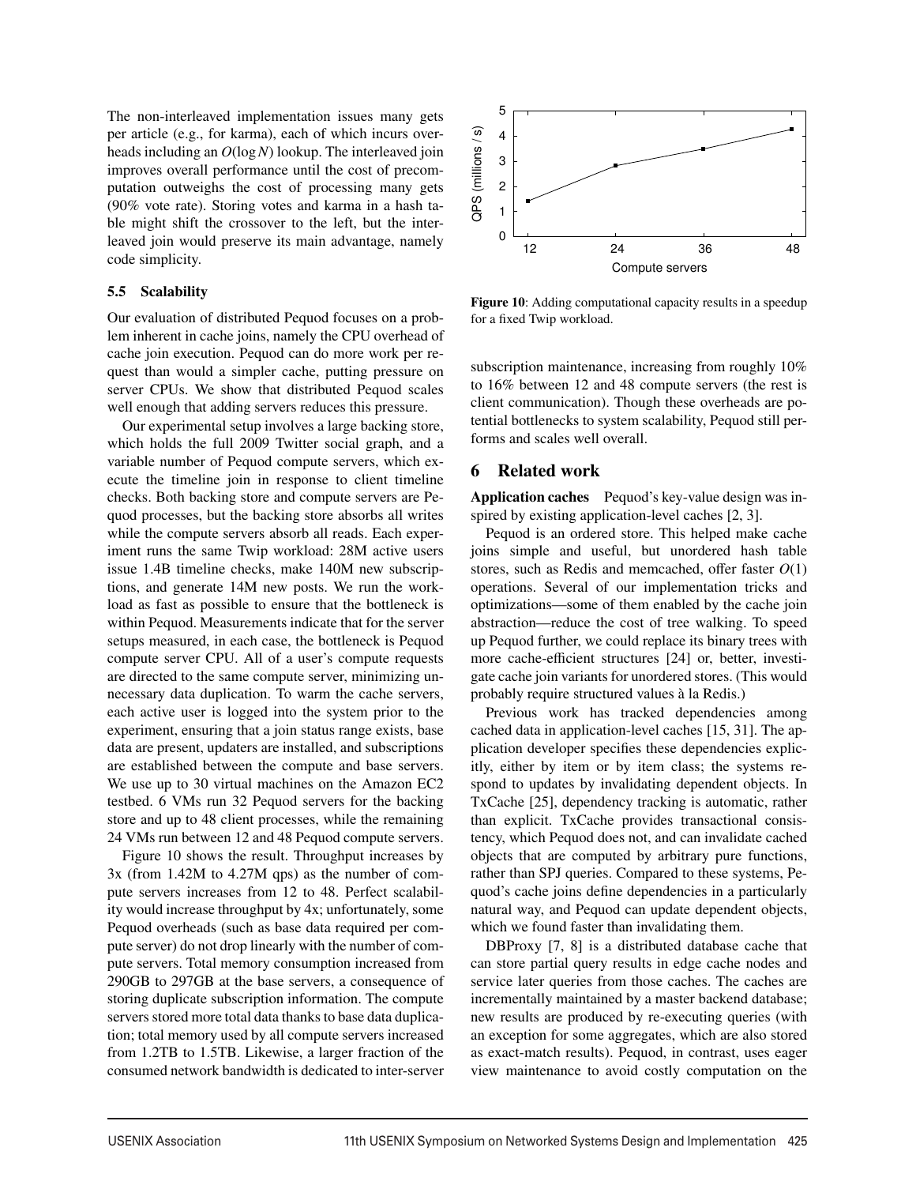The non-interleaved implementation issues many gets per article (e.g., for karma), each of which incurs overheads including an $O(\log N)$ lookup. The interleaved join improves overall performance until the cost of precomputation outweighs the cost of processing many gets (90% vote rate). Storing votes and karma in a hash table might shift the crossover to the left, but the interleaved join would preserve its main advantage, namely code simplicity.

### 5.5 Scalability

Our evaluation of distributed Pequod focuses on a problem inherent in cache joins, namely the CPU overhead of cache join execution. Pequod can do more work per request than would a simpler cache, putting pressure on server CPUs. We show that distributed Pequod scales well enough that adding servers reduces this pressure.

Our experimental setup involves a large backing store, which holds the full 2009 Twitter social graph, and a variable number of Pequod compute servers, which execute the timeline join in response to client timeline checks. Both backing store and compute servers are Pequod processes, but the backing store absorbs all writes while the compute servers absorb all reads. Each experiment runs the same Twip workload: 28M active users issue 1.4B timeline checks, make 140M new subscriptions, and generate 14M new posts. We run the workload as fast as possible to ensure that the bottleneck is within Pequod. Measurements indicate that for the server setups measured, in each case, the bottleneck is Pequod compute server CPU. All of a user's compute requests are directed to the same compute server, minimizing unnecessary data duplication. To warm the cache servers, each active user is logged into the system prior to the experiment, ensuring that a join status range exists, base data are present, updaters are installed, and subscriptions are established between the compute and base servers. We use up to 30 virtual machines on the Amazon EC2 testbed. 6 VMs run 32 Pequod servers for the backing store and up to 48 client processes, while the remaining 24 VMs run between 12 and 48 Pequod compute servers.

Figure 10 shows the result. Throughput increases by 3x (from 1.42M to 4.27M qps) as the number of compute servers increases from 12 to 48. Perfect scalability would increase throughput by 4x; unfortunately, some Pequod overheads (such as base data required per compute server) do not drop linearly with the number of compute servers. Total memory consumption increased from 290GB to 297GB at the base servers, a consequence of storing duplicate subscription information. The compute servers stored more total data thanks to base data duplication; total memory used by all compute servers increased from 1.2TB to 1.5TB. Likewise, a larger fraction of the consumed network bandwidth is dedicated to inter-server subscription maintenance, increasing from roughly 10% to 16% between 12 and 48 compute servers (the rest is client communication). Though these overheads are potential bottlenecks to system scalability, Pequod still performs and scales well overall.

**Figure 10**: Adding computational capacity results in a speedup for a fixed Twip workload.

## 6 Related work

**Application caches** Pequod's key-value design was inspired by existing application-level caches [2, 3].

Pequod is an ordered store. This helped make cache joins simple and useful, but unordered hash table stores, such as Redis and memcached, offer faster $O(1)$ operations. Several of our implementation tricks and optimizations—some of them enabled by the cache join abstraction—reduce the cost of tree walking. To speed up Pequod further, we could replace its binary trees with more cache-efficient structures [24] or, better, investigate cache join variants for unordered stores. (This would probably require structured values à la Redis.)

Previous work has tracked dependencies among cached data in application-level caches [15, 31]. The application developer specifies these dependencies explicitly, either by item or by item class; the systems respond to updates by invalidating dependent objects. In TxCache [25], dependency tracking is automatic, rather than explicit. TxCache provides transactional consistency, which Pequod does not, and can invalidate cached objects that are computed by arbitrary pure functions, rather than SPJ queries. Compared to these systems, Pequod's cache joins define dependencies in a particularly natural way, and Pequod can update dependent objects, which we found faster than invalidating them.

DBProxy [7, 8] is a distributed database cache that can store partial query results in edge cache nodes and service later queries from those caches. The caches are incrementally maintained by a master backend database; new results are produced by re-executing queries (with an exception for some aggregates, which are also stored as exact-match results). Pequod, in contrast, uses eager view maintenance to avoid costly computation on the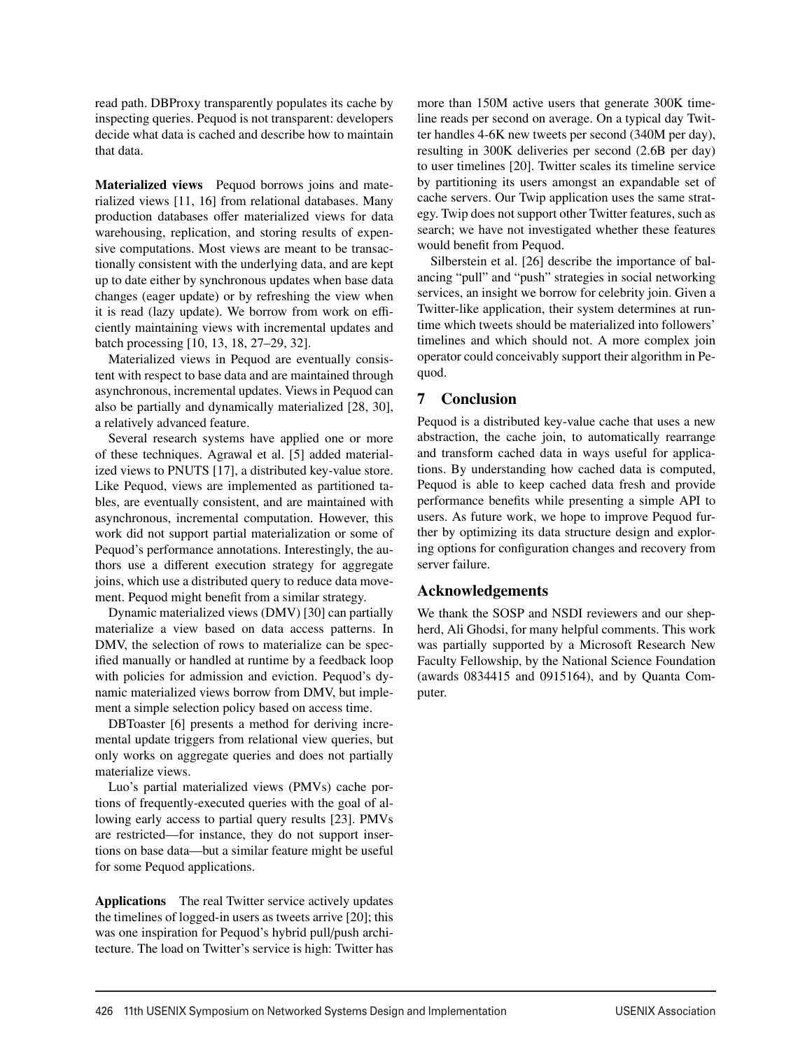read path. DBProxy transparently populates its cache by inspecting queries. Pequod is not transparent: developers decide what data is cached and describe how to maintain that data.

**Materialized views** Pequod borrows joins and materialized views [11, 16] from relational databases. Many production databases offer materialized views for data warehousing, replication, and storing results of expensive computations. Most views are meant to be transactionally consistent with the underlying data, and are kept up to date either by synchronous updates when base data changes (eager update) or by refreshing the view when it is read (lazy update). We borrow from work on efficiently maintaining views with incremental updates and batch processing [10, 13, 18, 27–29, 32].

Materialized views in Pequod are eventually consistent with respect to base data and are maintained through asynchronous, incremental updates. Views in Pequod can also be partially and dynamically materialized [28, 30], a relatively advanced feature.

Several research systems have applied one or more of these techniques. Agrawal et al. [5] added materialized views to PNUTS [17], a distributed key-value store. Like Pequod, views are implemented as partitioned tables, are eventually consistent, and are maintained with asynchronous, incremental computation. However, this work did not support partial materialization or some of Pequod's performance annotations. Interestingly, the authors use a different execution strategy for aggregate joins, which use a distributed query to reduce data movement. Pequod might benefit from a similar strategy.

Dynamic materialized views (DMV) [30] can partially materialize a view based on data access patterns. In DMV, the selection of rows to materialize can be specified manually or handled at runtime by a feedback loop with policies for admission and eviction. Pequod's dynamic materialized views borrow from DMV, but implement a simple selection policy based on access time.

DBToaster [6] presents a method for deriving incremental update triggers from relational view queries, but only works on aggregate queries and does not partially materialize views.

Luo's partial materialized views (PMVs) cache portions of frequently-executed queries with the goal of allowing early access to partial query results [23]. PMVs are restricted—for instance, they do not support insertions on base data—but a similar feature might be useful for some Pequod applications.

**Applications** The real Twitter service actively updates the timelines of logged-in users as tweets arrive [20]; this was one inspiration for Pequod's hybrid pull/push architecture. The load on Twitter's service is high: Twitter has more than 150M active users that generate 300K timeline reads per second on average. On a typical day Twitter handles 4-6K new tweets per second (340M per day), resulting in 300K deliveries per second (2.6B per day) to user timelines [20]. Twitter scales its timeline service by partitioning its users amongst an expandable set of cache servers. Our Twip application uses the same strategy. Twip does not support other Twitter features, such as search; we have not investigated whether these features would benefit from Pequod.

Silberstein et al. [26] describe the importance of balancing "pull" and "push" strategies in social networking services, an insight we borrow for celebrity join. Given a Twitter-like application, their system determines at runtime which tweets should be materialized into followers' timelines and which should not. A more complex join operator could conceivably support their algorithm in Pequod.

## 7 Conclusion

Pequod is a distributed key-value cache that uses a new abstraction, the cache join, to automatically rearrange and transform cached data in ways useful for applications. By understanding how cached data is computed, Pequod is able to keep cached data fresh and provide performance benefits while presenting a simple API to users. As future work, we hope to improve Pequod further by optimizing its data structure design and exploring options for configuration changes and recovery from server failure.

## Acknowledgements

We thank the SOSP and NSDI reviewers and our shepherd, Ali Ghodsi, for many helpful comments. This work was partially supported by a Microsoft Research New Faculty Fellowship, by the National Science Foundation (awards 0834415 and 0915164), and by Quanta Computer.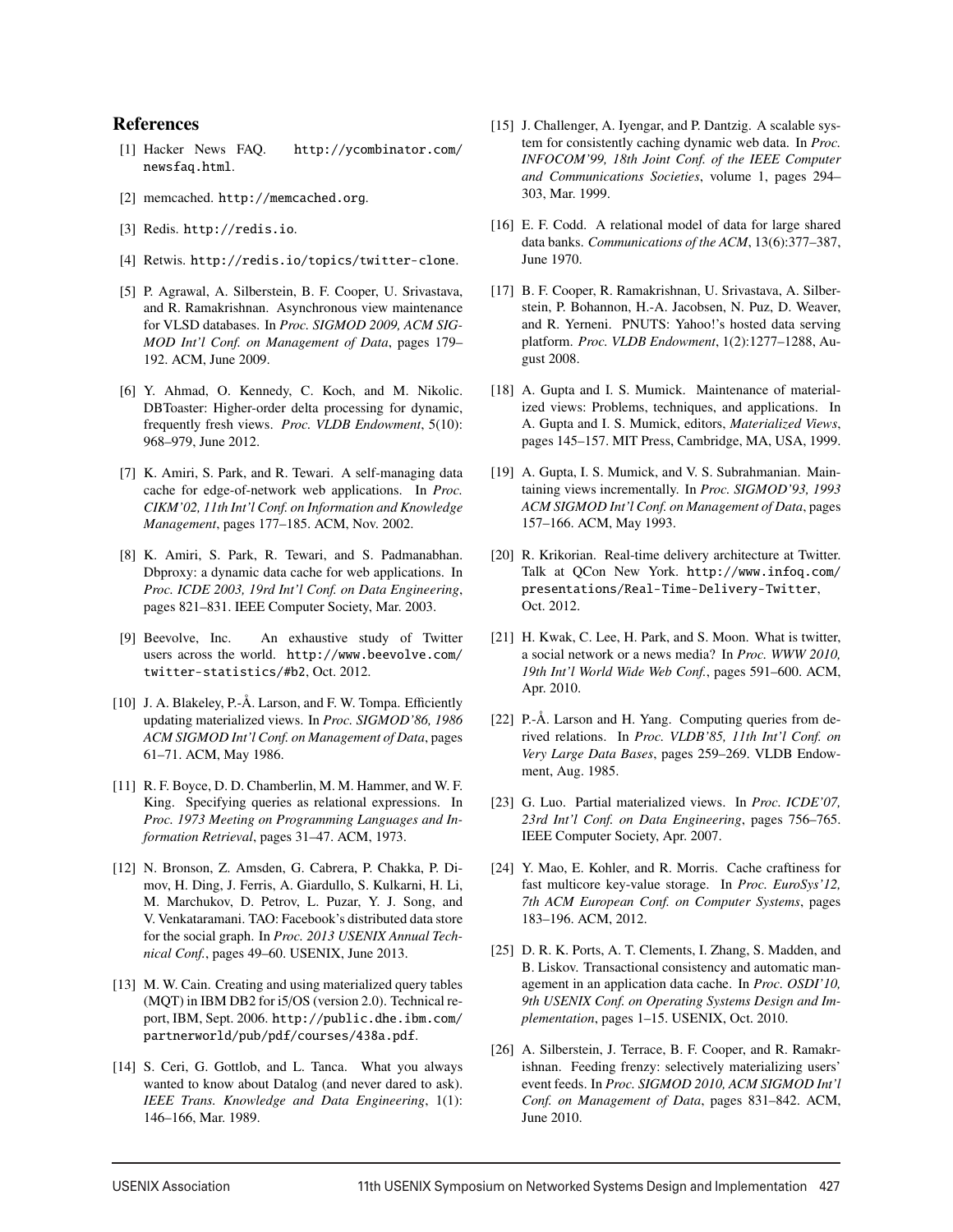## References

[1] Hacker News FAQ. http://ycombinator.com/newsfaq.html.

[2] memcached. http://memcached.org.

[3] Redis. http://redis.io.

[4] Retwis. http://redis.io/topics/twitter-clone.

[5] P. Agrawal, A. Silberstein, B. F. Cooper, U. Srivastava, and R. Ramakrishnan. Asynchronous view maintenance for VLSD databases. In *Proc. SIGMOD 2009, ACM SIGMOD Int'l Conf. on Management of Data*, pages 179–192. ACM, June 2009.

[6] Y. Ahmad, O. Kennedy, C. Koch, and M. Nikolic. DBToaster: Higher-order delta processing for dynamic, frequently fresh views. *Proc. VLDB Endowment*, 5(10): 968–979, June 2012.

[7] K. Amiri, S. Park, and R. Tewari. A self-managing data cache for edge-of-network web applications. In *Proc. CIKM'02, 11th Int'l Conf. on Information and Knowledge Management*, pages 177–185. ACM, Nov. 2002.

[8] K. Amiri, S. Park, R. Tewari, and S. Padmanabhan. Dbproxy: a dynamic data cache for web applications. In *Proc. ICDE 2003, 19rd Int'l Conf. on Data Engineering*, pages 821–831. IEEE Computer Society, Mar. 2003.

[9] Beevolve, Inc. An exhaustive study of Twitter users across the world. http://www.beevolve.com/twitter-statistics/#b2, Oct. 2012.

[10] J. A. Blakeley, P.-Å. Larson, and F. W. Tompa. Efficiently updating materialized views. In *Proc. SIGMOD'86, 1986 ACM SIGMOD Int'l Conf. on Management of Data*, pages 61–71. ACM, May 1986.

[11] R. F. Boyce, D. D. Chamberlin, M. M. Hammer, and W. F. King. Specifying queries as relational expressions. In *Proc. 1973 Meeting on Programming Languages and Information Retrieval*, pages 31–47. ACM, 1973.

[12] N. Bronson, Z. Amsden, G. Cabrera, P. Chakka, P. Dimov, H. Ding, J. Ferris, A. Giardullo, S. Kulkarni, H. Li, M. Marchukov, D. Petrov, L. Puzar, Y. J. Song, and V. Venkataramani. TAO: Facebook's distributed data store for the social graph. In *Proc. 2013 USENIX Annual Technical Conf.*, pages 49–60. USENIX, June 2013.

[13] M. W. Cain. Creating and using materialized query tables (MQT) in IBM DB2 for i5/OS (version 2.0). Technical report, IBM, Sept. 2006. http://public.dhe.ibm.com/partnerworld/pub/pdf/courses/438a.pdf.

[14] S. Ceri, G. Gottlob, and L. Tanca. What you always wanted to know about Datalog (and never dared to ask). *IEEE Trans. Knowledge and Data Engineering*, 1(1): 146–166, Mar. 1989.

[15] J. Challenger, A. Iyengar, and P. Dantzig. A scalable system for consistently caching dynamic web data. In *Proc. INFOCOM'99, 18th Joint Conf. of the IEEE Computer and Communications Societies*, volume 1, pages 294–303, Mar. 1999.

[16] E. F. Codd. A relational model of data for large shared data banks. *Communications of the ACM*, 13(6):377–387, June 1970.

[17] B. F. Cooper, R. Ramakrishnan, U. Srivastava, A. Silberstein, P. Bohannon, H.-A. Jacobsen, N. Puz, D. Weaver, and R. Yerneni. PNUTS: Yahoo!'s hosted data serving platform. *Proc. VLDB Endowment*, 1(2):1277–1288, August 2008.

[18] A. Gupta and I. S. Mumick. Maintenance of materialized views: Problems, techniques, and applications. In A. Gupta and I. S. Mumick, editors, *Materialized Views*, pages 145–157. MIT Press, Cambridge, MA, USA, 1999.

[19] A. Gupta, I. S. Mumick, and V. S. Subrahmanian. Maintaining views incrementally. In *Proc. SIGMOD'93, 1993 ACM SIGMOD Int'l Conf. on Management of Data*, pages 157–166. ACM, May 1993.

[20] R. Krikorian. Real-time delivery architecture at Twitter. Talk at QCon New York. http://www.infoq.com/presentations/Real-Time-Delivery-Twitter, Oct. 2012.

[21] H. Kwak, C. Lee, H. Park, and S. Moon. What is twitter, a social network or a news media? In *Proc. WWW 2010, 19th Int'l World Wide Web Conf.*, pages 591–600. ACM, Apr. 2010.

[22] P.-Å. Larson and H. Yang. Computing queries from derived relations. In *Proc. VLDB'85, 11th Int'l Conf. on Very Large Data Bases*, pages 259–269. VLDB Endowment, Aug. 1985.

[23] G. Luo. Partial materialized views. In *Proc. ICDE'07, 23rd Int'l Conf. on Data Engineering*, pages 756–765. IEEE Computer Society, Apr. 2007.

[24] Y. Mao, E. Kohler, and R. Morris. Cache craftiness for fast multicore key-value storage. In *Proc. EuroSys'12, 7th ACM European Conf. on Computer Systems*, pages 183–196. ACM, 2012.

[25] D. R. K. Ports, A. T. Clements, I. Zhang, S. Madden, and B. Liskov. Transactional consistency and automatic management in an application data cache. In *Proc. OSDI'10, 9th USENIX Conf. on Operating Systems Design and Implementation*, pages 1–15. USENIX, Oct. 2010.

[26] A. Silberstein, J. Terrace, B. F. Cooper, and R. Ramakrishnan. Feeding frenzy: selectively materializing users' event feeds. In *Proc. SIGMOD 2010, ACM SIGMOD Int'l Conf. on Management of Data*, pages 831–842. ACM, June 2010.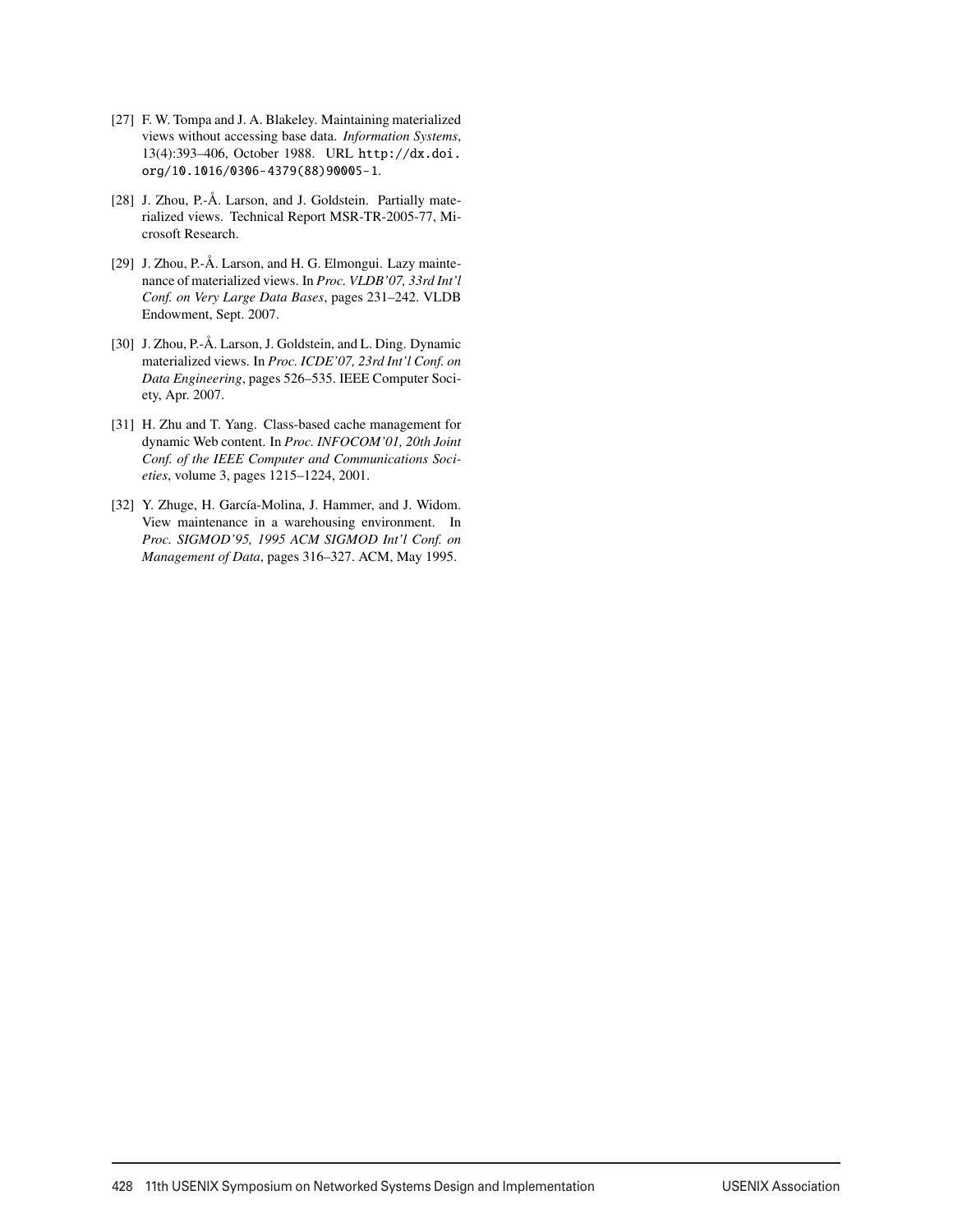[27] F. W. Tompa and J. A. Blakeley. Maintaining materialized views without accessing base data. *Information Systems*, 13(4):393–406, October 1988. URL http://dx.doi.org/10.1016/0306-4379(88)90005-1.

[28] J. Zhou, P.-Å. Larson, and J. Goldstein. Partially materialized views. Technical Report MSR-TR-2005-77, Microsoft Research.

[29] J. Zhou, P.-Å. Larson, and H. G. Elmongui. Lazy maintenance of materialized views. In *Proc. VLDB'07, 33rd Int'l Conf. on Very Large Data Bases*, pages 231–242. VLDB Endowment, Sept. 2007.

[30] J. Zhou, P.-Å. Larson, J. Goldstein, and L. Ding. Dynamic materialized views. In *Proc. ICDE'07, 23rd Int'l Conf. on Data Engineering*, pages 526–535. IEEE Computer Society, Apr. 2007.

[31] H. Zhu and T. Yang. Class-based cache management for dynamic Web content. In *Proc. INFOCOM'01, 20th Joint Conf. of the IEEE Computer and Communications Societies*, volume 3, pages 1215–1224, 2001.

[32] Y. Zhuge, H. García-Molina, J. Hammer, and J. Widom. View maintenance in a warehousing environment. In *Proc. SIGMOD'95, 1995 ACM SIGMOD Int'l Conf. on Management of Data*, pages 316–327. ACM, May 1995.